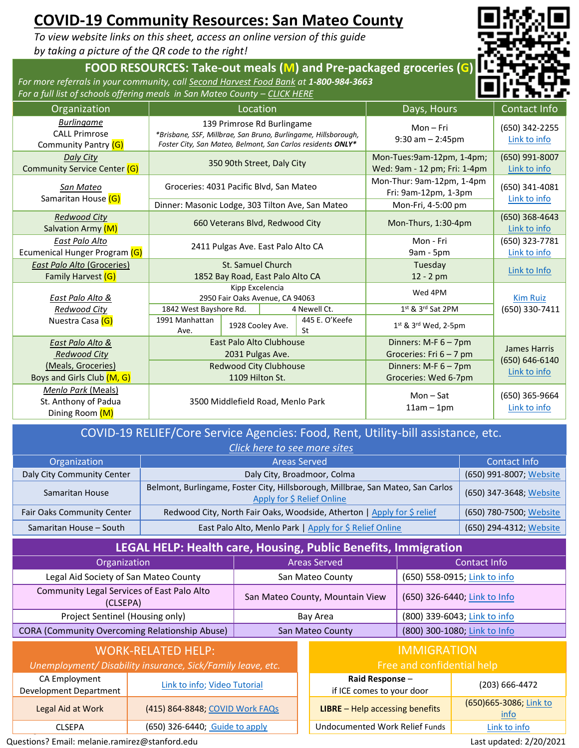# COVID-19 Community Resources: San Mateo County

*To view website links on this sheet, access an online version of this guide by taking a picture of the QR code to the right!*

## FOOD RESOURCES: Take-out meals (M) and Pre-packaged groceries (G)

*For more referrals in your community, call Second Harvest Food Bank at **1-800-984-3663***
*For a full list of schools offering meals in San Mateo County – CLICK HERE*

| Organization | Location | Days, Hours | Contact Info |
|---|---|---|---|
| *Burlingame* CALL Primrose Community Pantry (G) | 139 Primrose Rd Burlingame *\*Brisbane, SSF, Millbrae, San Bruno, Burlingame, Hillsborough, Foster City, San Mateo, Belmont, San Carlos residents **ONLY**\** | Mon – Fri 9:30 am – 2:45pm | (650) 342-2255 Link to info |
| *Daly City* Community Service Center (G) | 350 90th Street, Daly City | Mon-Tues:9am-12pm, 1-4pm; Wed: 9am - 12 pm; Fri: 1-4pm | (650) 991-8007 Link to info |
| *San Mateo* Samaritan House (G) | Groceries: 4031 Pacific Blvd, San Mateo | Mon-Thur: 9am-12pm, 1-4pm Fri: 9am-12pm, 1-3pm | (650) 341-4081 Link to info |
| | Dinner: Masonic Lodge, 303 Tilton Ave, San Mateo | Mon-Fri, 4-5:00 pm | |
| *Redwood City* Salvation Army (M) | 660 Veterans Blvd, Redwood City | Mon-Thurs, 1:30-4pm | (650) 368-4643 Link to info |
| *East Palo Alto* Ecumenical Hunger Program (G) | 2411 Pulgas Ave. East Palo Alto CA | Mon - Fri 9am - 5pm | (650) 323-7781 Link to info |
| *East Palo Alto (Groceries)* Family Harvest (G) | St. Samuel Church 1852 Bay Road, East Palo Alto CA | Tuesday 12 - 2 pm | Link to Info |
| *East Palo Alto & Redwood City* Nuestra Casa (G) | Kipp Excelencia 2950 Fair Oaks Avenue, CA 94063 | Wed 4PM | Kim Ruiz (650) 330-7411 |
| | 1842 West Bayshore Rd.; 4 Newell Ct. | 1st & 3rd Sat 2PM | |
| | 1991 Manhattan Ave.; 1928 Cooley Ave.; 445 E. O'Keefe St | 1st & 3rd Wed, 2-5pm | |
| *East Palo Alto & Redwood City* (Meals, Groceries) Boys and Girls Club (M, G) | East Palo Alto Clubhouse 2031 Pulgas Ave. | Dinners: M-F 6 – 7pm Groceries: Fri 6 – 7 pm | James Harris (650) 646-6140 Link to info |
| | Redwood City Clubhouse 1109 Hilton St. | Dinners: M-F 6 – 7pm Groceries: Wed 6-7pm | |
| *Menlo Park (Meals)* St. Anthony of Padua Dining Room (M) | 3500 Middlefield Road, Menlo Park | Mon – Sat 11am – 1pm | (650) 365-9664 Link to info |

## COVID-19 RELIEF/Core Service Agencies: Food, Rent, Utility-bill assistance, etc.

*Click here to see more sites*

| Organization | Areas Served | Contact Info |
|---|---|---|
| Daly City Community Center | Daly City, Broadmoor, Colma | (650) 991-8007; Website |
| Samaritan House | Belmont, Burlingame, Foster City, Hillsborough, Millbrae, San Mateo, San Carlos Apply for $ Relief Online | (650) 347-3648; Website |
| Fair Oaks Community Center | Redwood City, North Fair Oaks, Woodside, Atherton \| Apply for $ relief | (650) 780-7500; Website |
| Samaritan House – South | East Palo Alto, Menlo Park \| Apply for $ Relief Online | (650) 294-4312; Website |

## LEGAL HELP: Health care, Housing, Public Benefits, Immigration

| Organization | Areas Served | Contact Info |
|---|---|---|
| Legal Aid Society of San Mateo County | San Mateo County | (650) 558-0915; Link to info |
| Community Legal Services of East Palo Alto (CLSEPA) | San Mateo County, Mountain View | (650) 326-6440; Link to Info |
| Project Sentinel (Housing only) | Bay Area | (800) 339-6043; Link to info |
| CORA (Community Overcoming Relationship Abuse) | San Mateo County | (800) 300-1080; Link to Info |

## WORK-RELATED HELP:

*Unemployment/ Disability insurance, Sick/Family leave, etc.*

| Organization | Contact Info |
|---|---|
| CA Employment Development Department | Link to info; Video Tutorial |
| Legal Aid at Work | (415) 864-8848; COVID Work FAQs |
| CLSEPA | (650) 326-6440; Guide to apply |

## IMMIGRATION

Free and confidential help

| Organization | Contact Info |
|---|---|
| **Raid Response** – if ICE comes to your door | (203) 666-4472 |
| **LIBRE** – Help accessing benefits | (650)665-3086; Link to info |
| Undocumented Work Relief Funds | Link to info |

Questions? Email: melanie.ramirez@stanford.edu

Last updated: 2/20/2021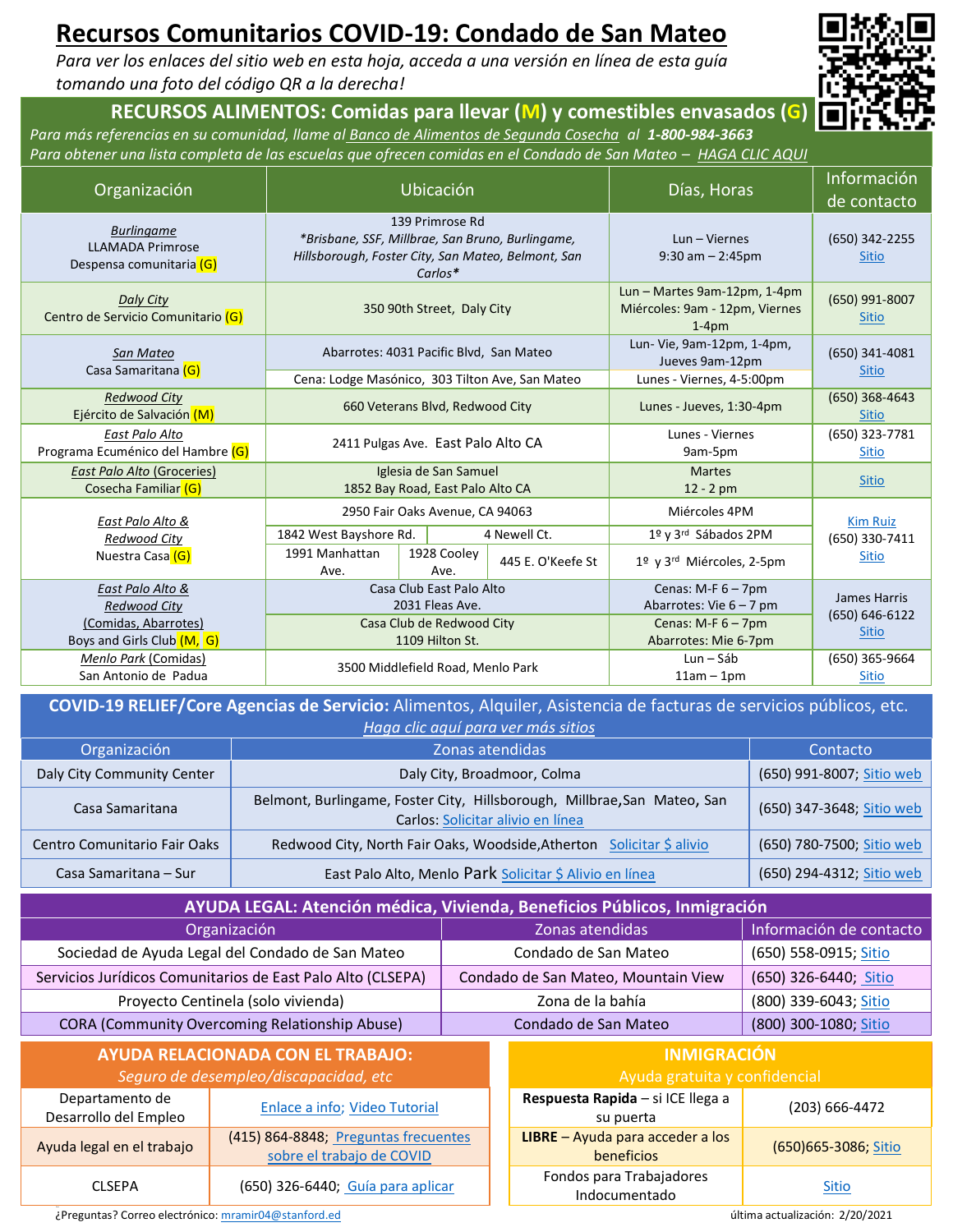# Recursos Comunitarios COVID-19: Condado de San Mateo

*Para ver los enlaces del sitio web en esta hoja, acceda a una versión en línea de esta guía tomando una foto del código QR a la derecha!*

## RECURSOS ALIMENTOS: Comidas para llevar (M) y comestibles envasados (G)

*Para más referencias en su comunidad, llame al Banco de Alimentos de Segunda Cosecha al* ***1-800-984-3663***

*Para obtener una lista completa de las escuelas que ofrecen comidas en el Condado de San Mateo – HAGA CLIC AQUI*

| Organización | Ubicación | Días, Horas | Información de contacto |
|---|---|---|---|
| *Burlingame* LLAMADA Primrose Despensa comunitaria (G) | 139 Primrose Rd *\*Brisbane, SSF, Millbrae, San Bruno, Burlingame, Hillsborough, Foster City, San Mateo, Belmont, San Carlos\** | Lun – Viernes 9:30 am – 2:45pm | (650) 342-2255 Sitio |
| *Daly City* Centro de Servicio Comunitario (G) | 350 90th Street, Daly City | Lun – Martes 9am-12pm, 1-4pm Miércoles: 9am - 12pm, Viernes 1-4pm | (650) 991-8007 Sitio |
| *San Mateo* Casa Samaritana (G) | Abarrotes: 4031 Pacific Blvd, San Mateo | Lun- Vie, 9am-12pm, 1-4pm, Jueves 9am-12pm | (650) 341-4081 Sitio |
| | Cena: Lodge Masónico, 303 Tilton Ave, San Mateo | Lunes - Viernes, 4-5:00pm | |
| *Redwood City* Ejército de Salvación (M) | 660 Veterans Blvd, Redwood City | Lunes - Jueves, 1:30-4pm | (650) 368-4643 Sitio |
| *East Palo Alto* Programa Ecuménico del Hambre (G) | 2411 Pulgas Ave. East Palo Alto CA | Lunes - Viernes 9am-5pm | (650) 323-7781 Sitio |
| *East Palo Alto (Groceries)* Cosecha Familiar (G) | Iglesia de San Samuel 1852 Bay Road, East Palo Alto CA | Martes 12 - 2 pm | Sitio |
| *East Palo Alto & Redwood City* Nuestra Casa (G) | 2950 Fair Oaks Avenue, CA 94063 | Miércoles 4PM | Kim Ruiz (650) 330-7411 Sitio |
| | 1842 West Bayshore Rd.; 4 Newell Ct. | 1º y 3rd Sábados 2PM | |
| | 1991 Manhattan Ave.; 1928 Cooley Ave.; 445 E. O'Keefe St | 1º y 3rd Miércoles, 2-5pm | |
| *East Palo Alto & Redwood City (Comidas, Abarrotes)* Boys and Girls Club (M, G) | Casa Club East Palo Alto 2031 Fleas Ave. | Cenas: M-F 6 – 7pm Abarrotes: Vie 6 – 7 pm | James Harris (650) 646-6122 Sitio |
| | Casa Club de Redwood City 1109 Hilton St. | Cenas: M-F 6 – 7pm Abarrotes: Mie 6-7pm | |
| *Menlo Park (Comidas)* San Antonio de Padua | 3500 Middlefield Road, Menlo Park | Lun – Sáb 11am – 1pm | (650) 365-9664 Sitio |

## COVID-19 RELIEF/Core Agencias de Servicio: Alimentos, Alquiler, Asistencia de facturas de servicios públicos, etc.

*Haga clic aquí para ver más sitios*

| Organización | Zonas atendidas | Contacto |
|---|---|---|
| Daly City Community Center | Daly City, Broadmoor, Colma | (650) 991-8007; Sitio web |
| Casa Samaritana | Belmont, Burlingame, Foster City, Hillsborough, Millbrae, San Mateo, San Carlos: Solicitar alivio en línea | (650) 347-3648; Sitio web |
| Centro Comunitario Fair Oaks | Redwood City, North Fair Oaks, Woodside, Atherton Solicitar $ alivio | (650) 780-7500; Sitio web |
| Casa Samaritana – Sur | East Palo Alto, Menlo Park Solicitar $ Alivio en línea | (650) 294-4312; Sitio web |

## AYUDA LEGAL: Atención médica, Vivienda, Beneficios Públicos, Inmigración

| Organización | Zonas atendidas | Información de contacto |
|---|---|---|
| Sociedad de Ayuda Legal del Condado de San Mateo | Condado de San Mateo | (650) 558-0915; Sitio |
| Servicios Jurídicos Comunitarios de East Palo Alto (CLSEPA) | Condado de San Mateo, Mountain View | (650) 326-6440; Sitio |
| Proyecto Centinela (solo vivienda) | Zona de la bahía | (800) 339-6043; Sitio |
| CORA (Community Overcoming Relationship Abuse) | Condado de San Mateo | (800) 300-1080; Sitio |

## AYUDA RELACIONADA CON EL TRABAJO:

*Seguro de desempleo/discapacidad, etc*

| | |
|---|---|
| Departamento de Desarrollo del Empleo | Enlace a info; Video Tutorial |
| Ayuda legal en el trabajo | (415) 864-8848; Preguntas frecuentes sobre el trabajo de COVID |
| CLSEPA | (650) 326-6440; Guía para aplicar |

## INMIGRACIÓN

Ayuda gratuita y confidencial

| | |
|---|---|
| **Respuesta Rapida** – si ICE llega a su puerta | (203) 666-4472 |
| **LIBRE** – Ayuda para acceder a los beneficios | (650)665-3086; Sitio |
| Fondos para Trabajadores Indocumentado | Sitio |

¿Preguntas? Correo electrónico: mramir04@stanford.ed

última actualización: 2/20/2021